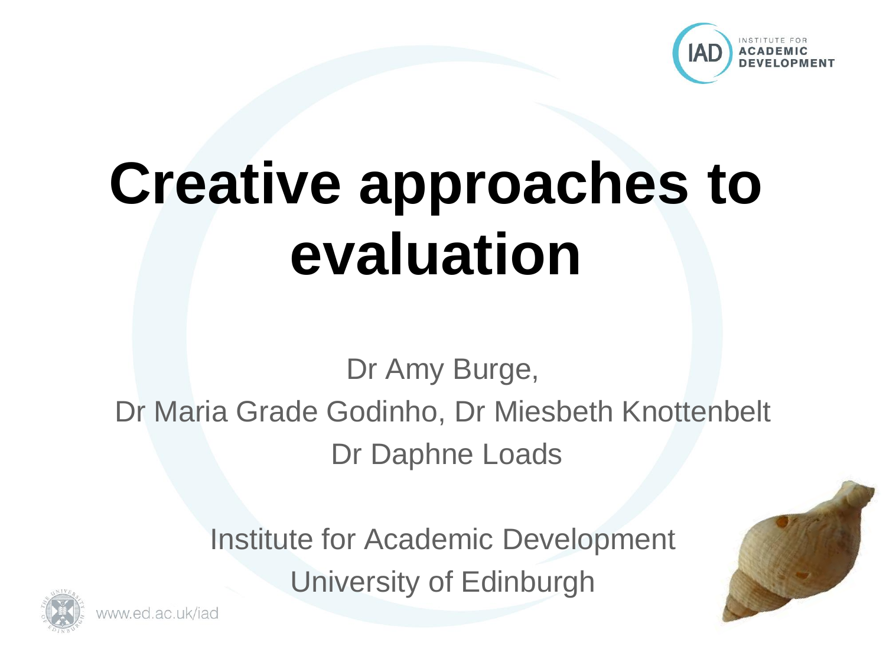# Creative approaches to evaluation

Dr Amy Burge,
Dr Maria Grade Godinho, Dr Miesbeth Knottenbelt
Dr Daphne Loads

Institute for Academic Development
University of Edinburgh

www.ed.ac.uk/iad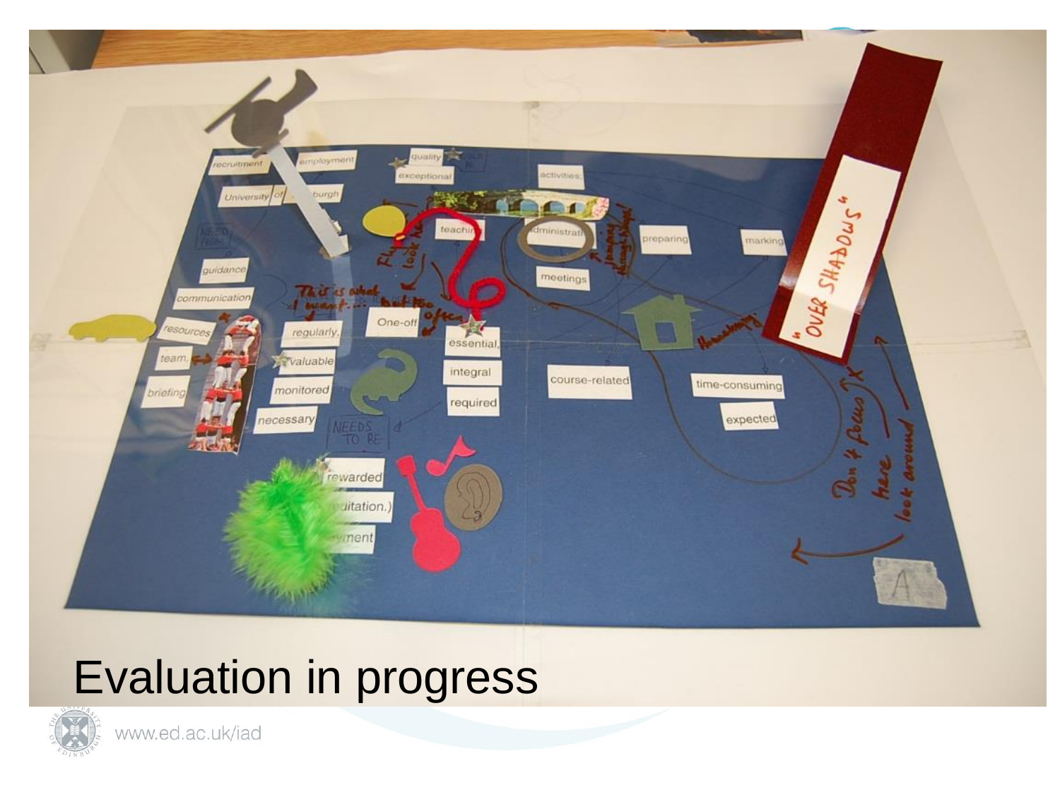# Evaluation in progress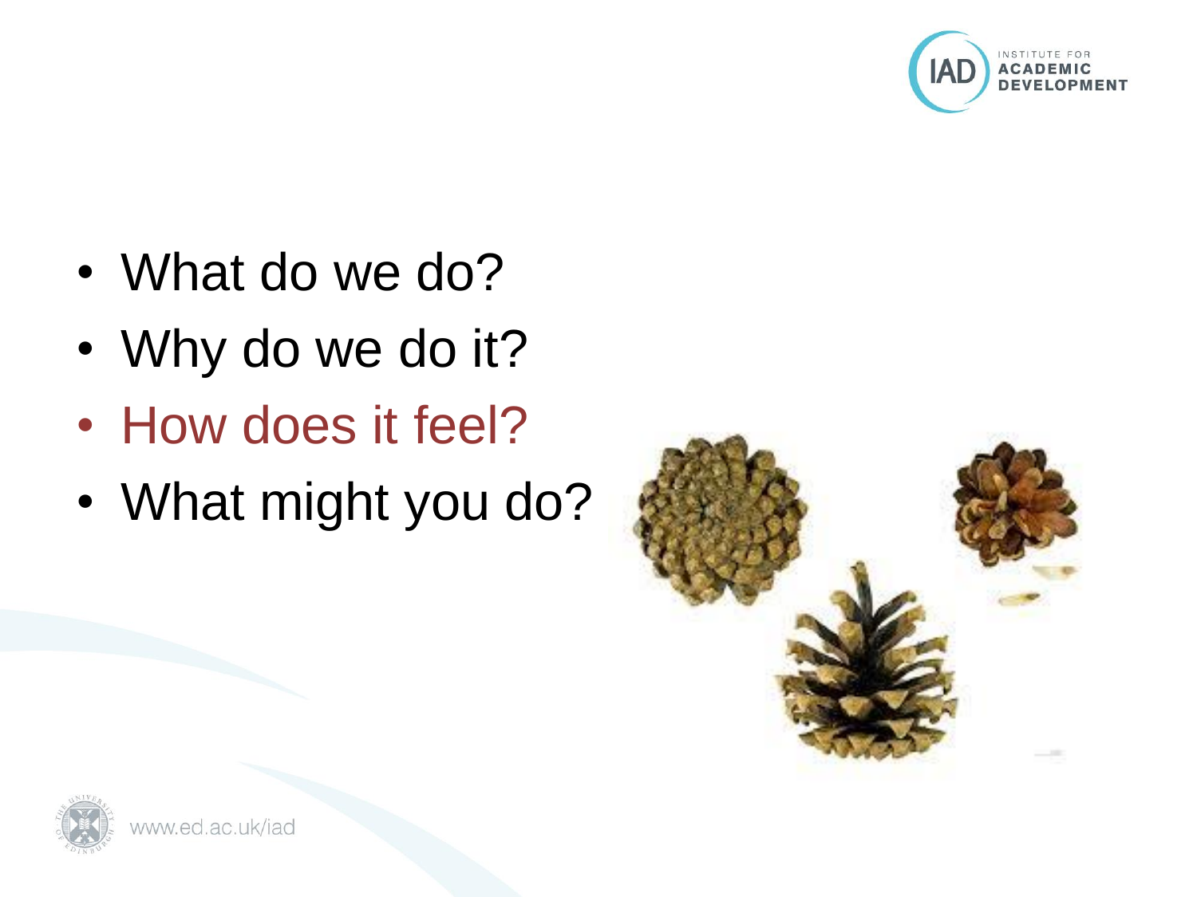- What do we do?
- Why do we do it?
- How does it feel?
- What might you do?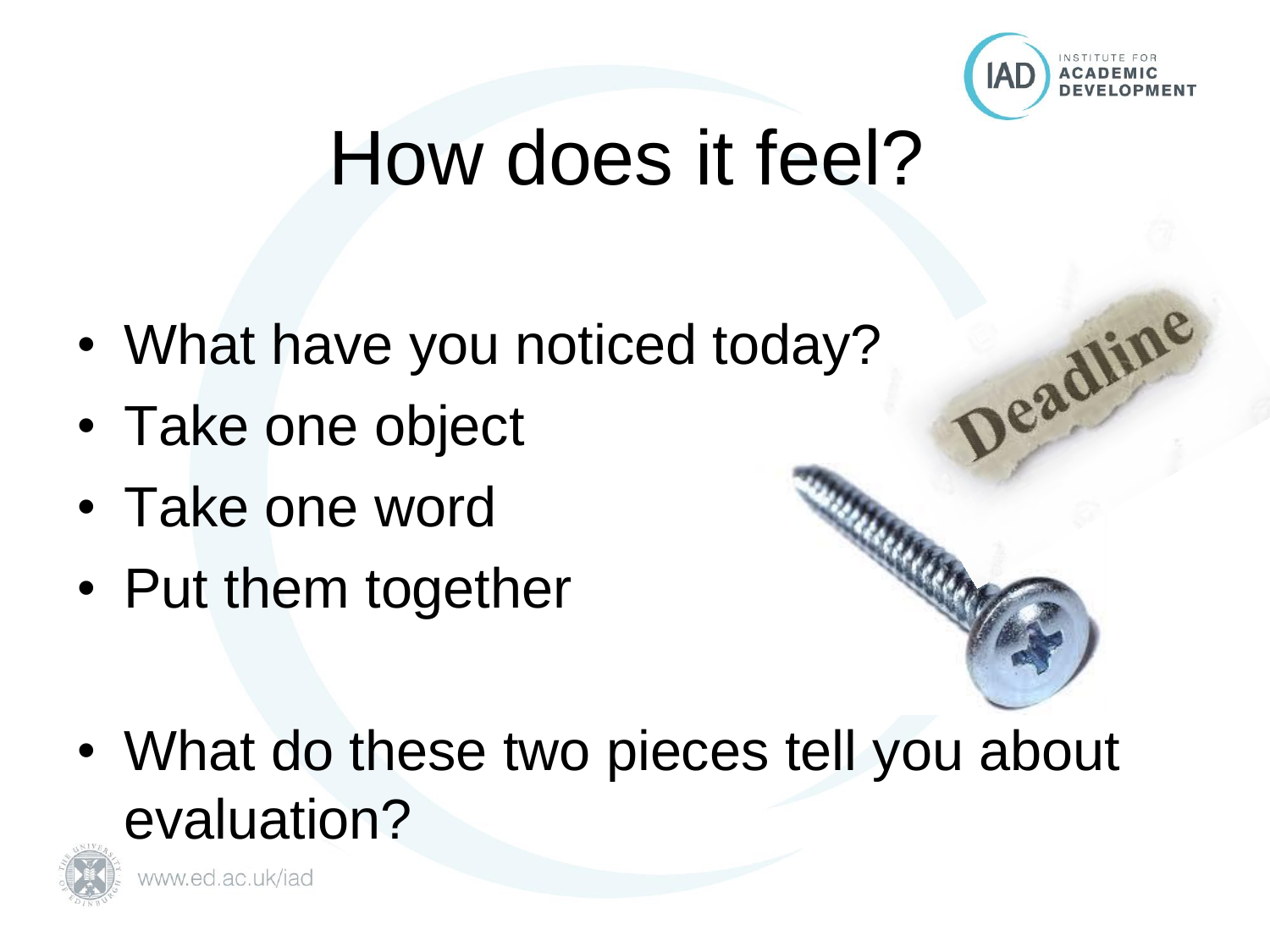# How does it feel?

- What have you noticed today?
- Take one object
- Take one word
- Put them together

- What do these two pieces tell you about evaluation?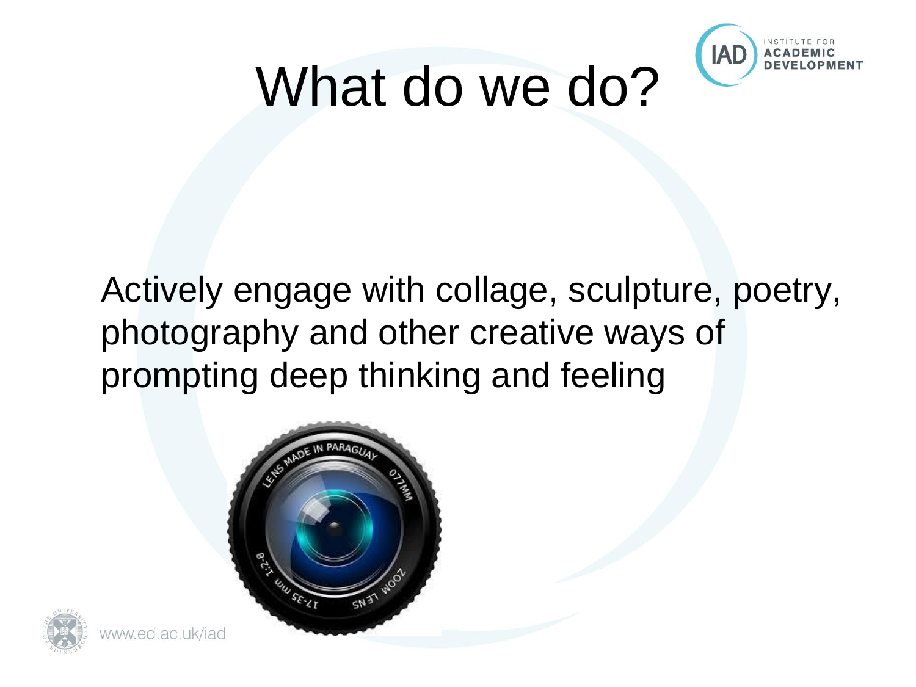# What do we do?

Actively engage with collage, sculpture, poetry, photography and other creative ways of prompting deep thinking and feeling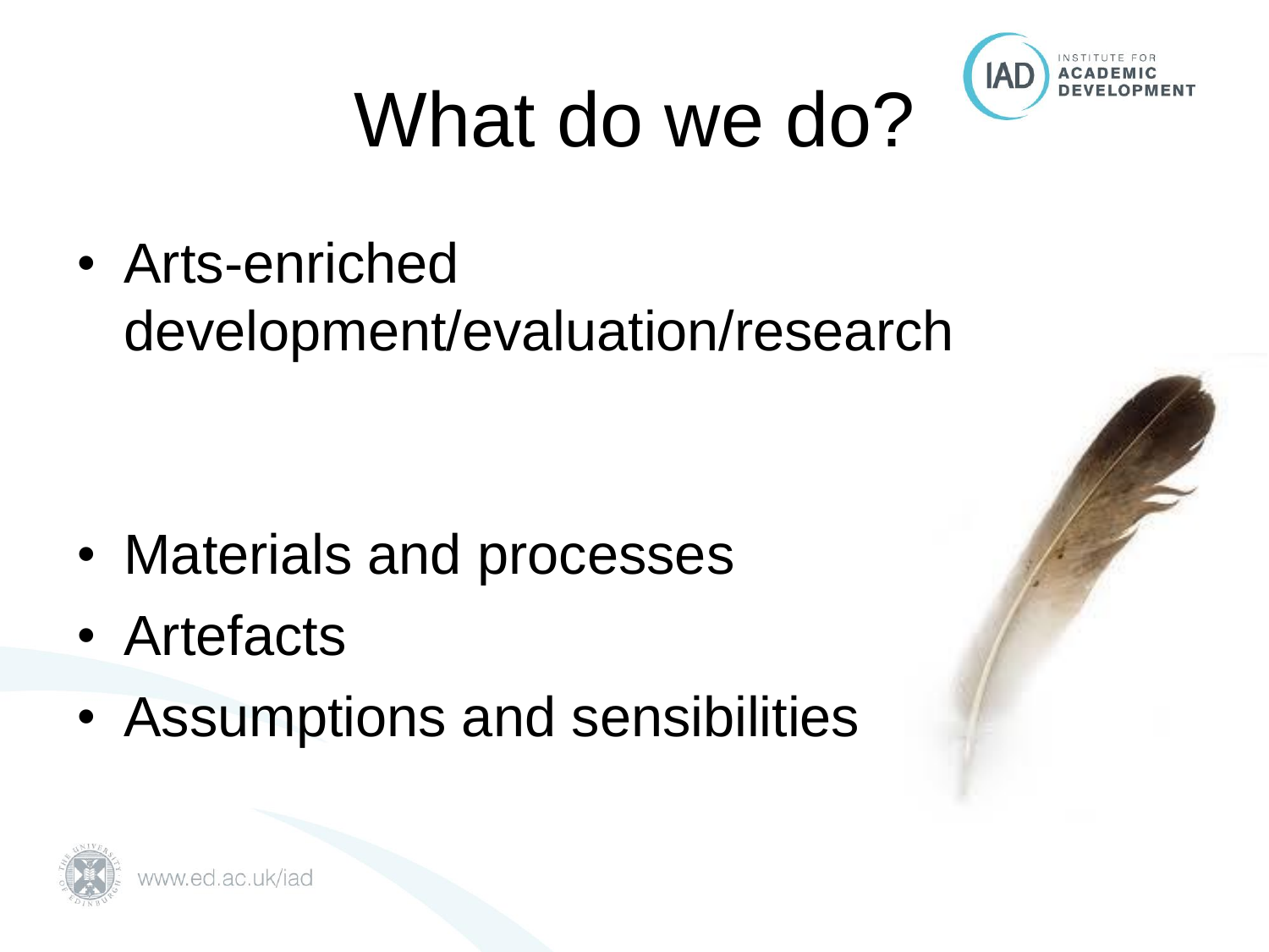# What do we do?

- Arts-enriched development/evaluation/research

- Materials and processes
- Artefacts
- Assumptions and sensibilities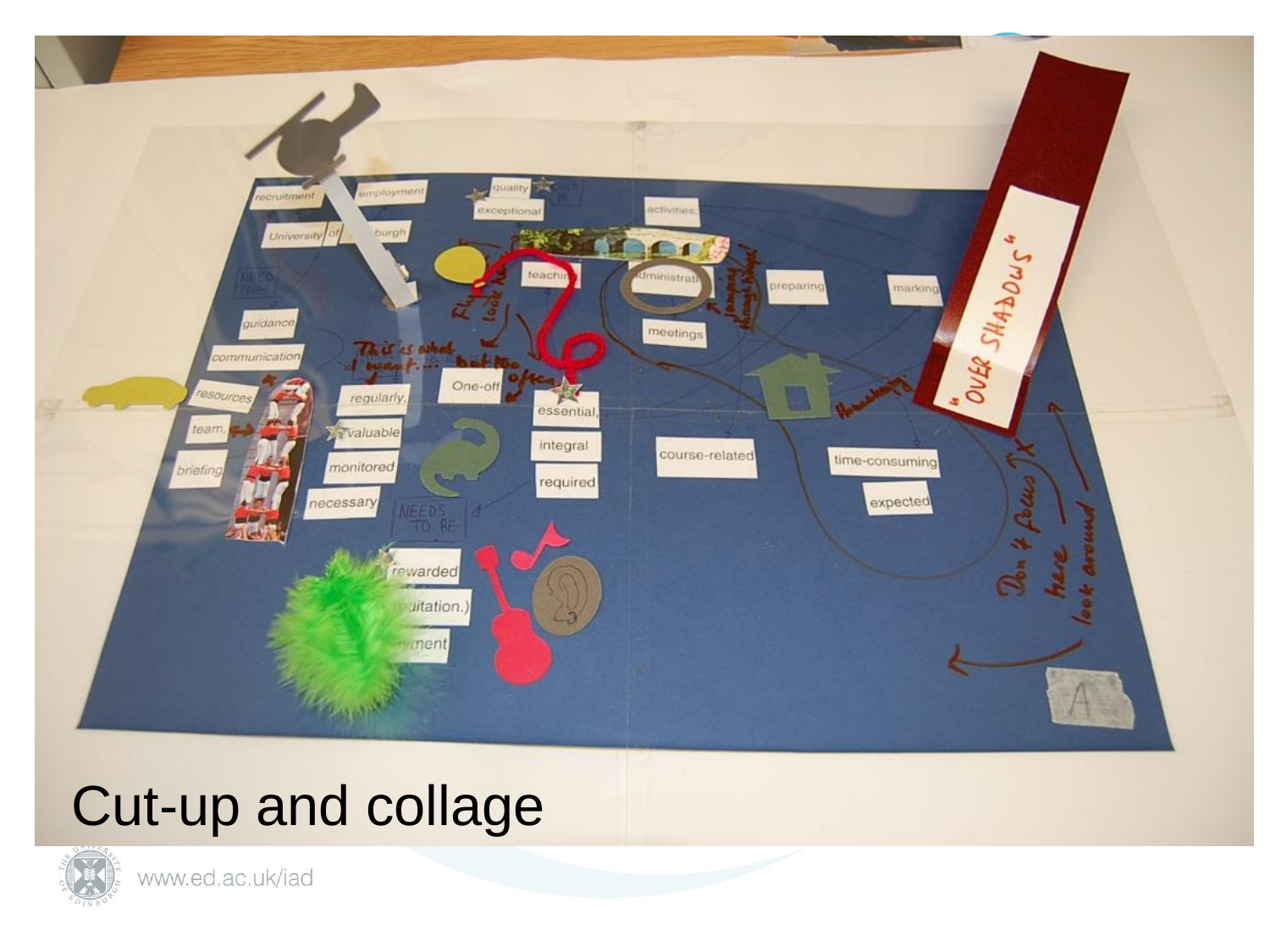# Cut-up and collage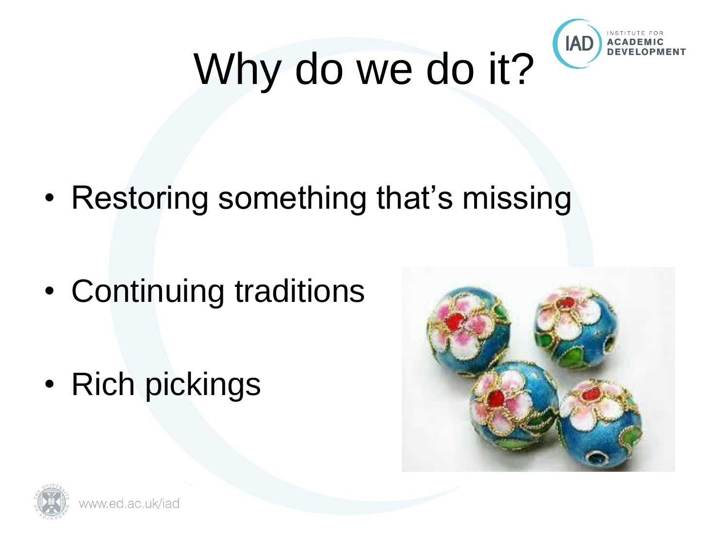# Why do we do it?

- Restoring something that's missing
- Continuing traditions
- Rich pickings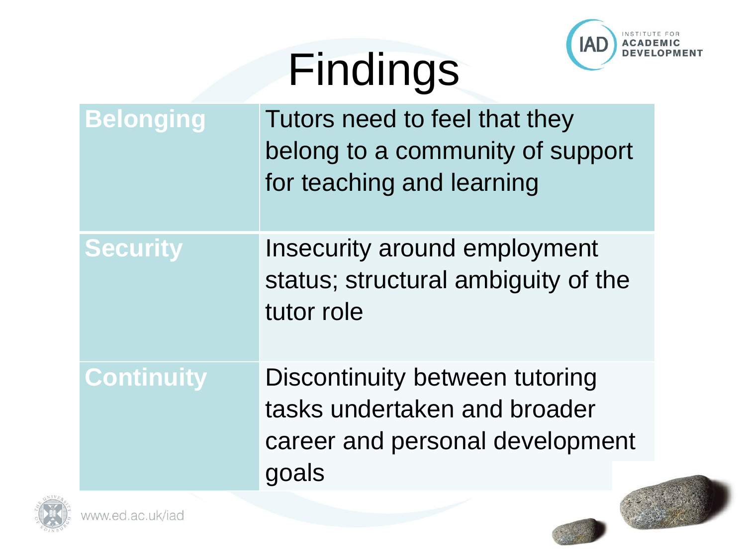# Findings

| | |
|---|---|
| **Belonging** | Tutors need to feel that they belong to a community of support for teaching and learning |
| **Security** | Insecurity around employment status; structural ambiguity of the tutor role |
| **Continuity** | Discontinuity between tutoring tasks undertaken and broader career and personal development goals |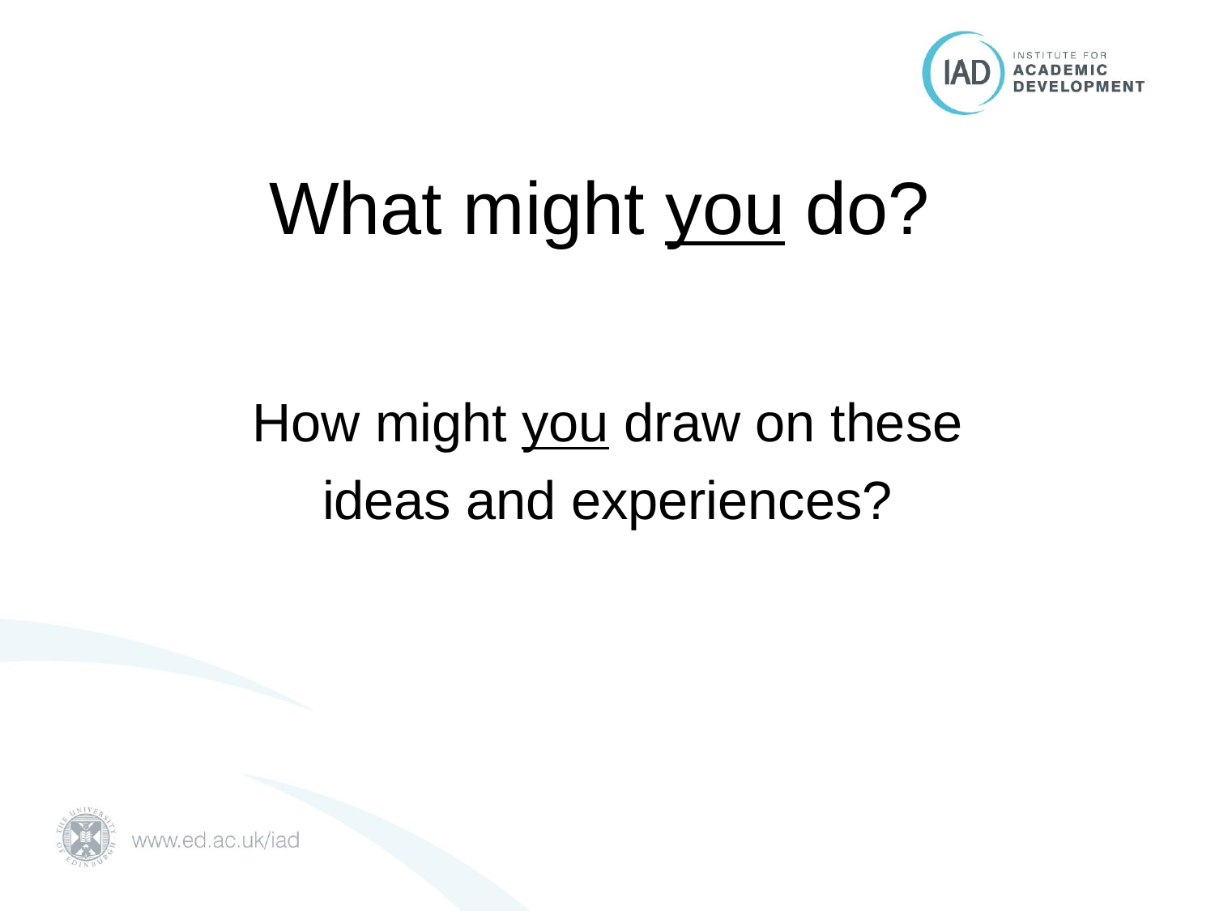# What might you do?

## How might you draw on these ideas and experiences?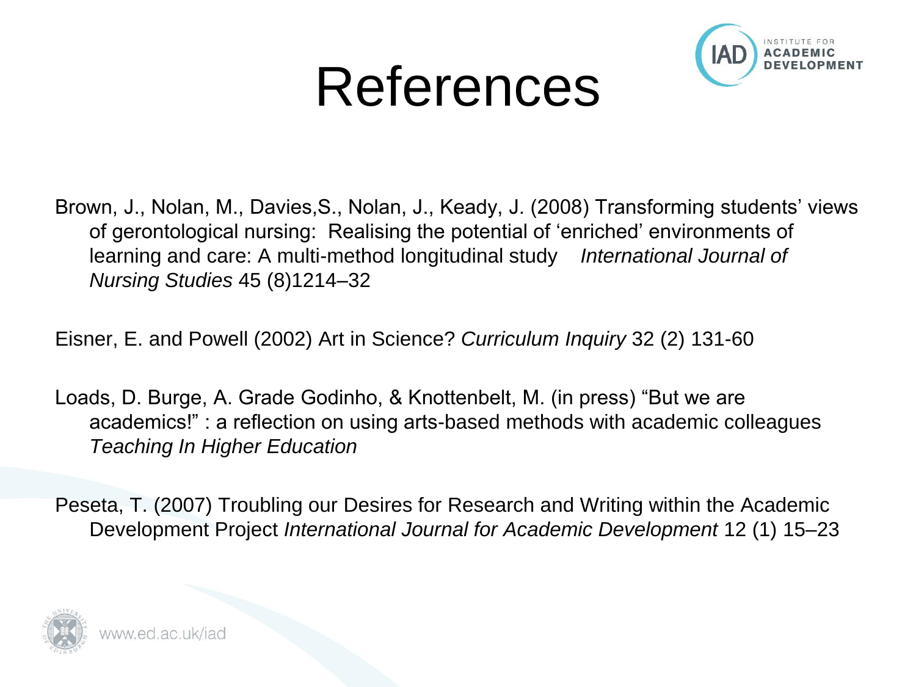# References

Brown, J., Nolan, M., Davies,S., Nolan, J., Keady, J. (2008) Transforming students' views of gerontological nursing: Realising the potential of 'enriched' environments of learning and care: A multi-method longitudinal study *International Journal of Nursing Studies* 45 (8)1214–32

Eisner, E. and Powell (2002) Art in Science? *Curriculum Inquiry* 32 (2) 131-60

Loads, D. Burge, A. Grade Godinho, & Knottenbelt, M. (in press) "But we are academics!" : a reflection on using arts-based methods with academic colleagues *Teaching In Higher Education*

Peseta, T. (2007) Troubling our Desires for Research and Writing within the Academic Development Project *International Journal for Academic Development* 12 (1) 15–23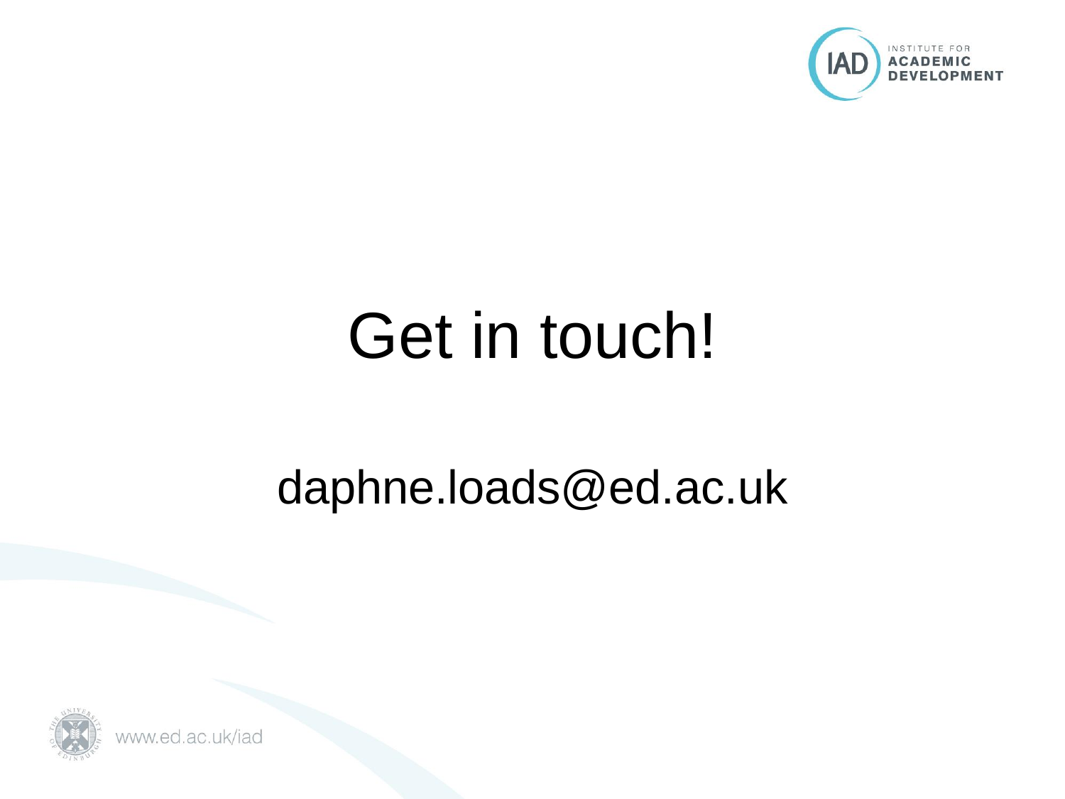# Get in touch!

daphne.loads@ed.ac.uk